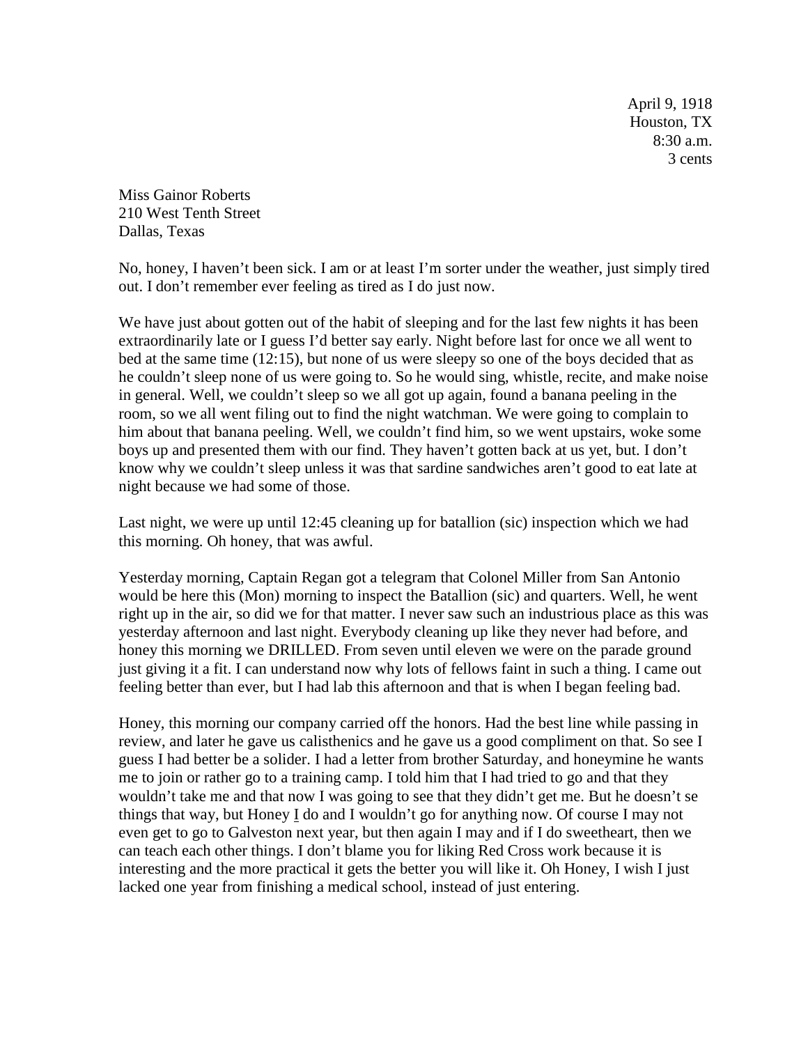April 9, 1918
Houston, TX
8:30 a.m.
3 cents

Miss Gainor Roberts
210 West Tenth Street
Dallas, Texas

No, honey, I haven't been sick. I am or at least I'm sorter under the weather, just simply tired out. I don't remember ever feeling as tired as I do just now.

We have just about gotten out of the habit of sleeping and for the last few nights it has been extraordinarily late or I guess I'd better say early. Night before last for once we all went to bed at the same time (12:15), but none of us were sleepy so one of the boys decided that as he couldn't sleep none of us were going to. So he would sing, whistle, recite, and make noise in general. Well, we couldn't sleep so we all got up again, found a banana peeling in the room, so we all went filing out to find the night watchman. We were going to complain to him about that banana peeling. Well, we couldn't find him, so we went upstairs, woke some boys up and presented them with our find. They haven't gotten back at us yet, but. I don't know why we couldn't sleep unless it was that sardine sandwiches aren't good to eat late at night because we had some of those.

Last night, we were up until 12:45 cleaning up for batallion (sic) inspection which we had this morning. Oh honey, that was awful.

Yesterday morning, Captain Regan got a telegram that Colonel Miller from San Antonio would be here this (Mon) morning to inspect the Batallion (sic) and quarters. Well, he went right up in the air, so did we for that matter. I never saw such an industrious place as this was yesterday afternoon and last night. Everybody cleaning up like they never had before, and honey this morning we DRILLED. From seven until eleven we were on the parade ground just giving it a fit. I can understand now why lots of fellows faint in such a thing. I came out feeling better than ever, but I had lab this afternoon and that is when I began feeling bad.

Honey, this morning our company carried off the honors. Had the best line while passing in review, and later he gave us calisthenics and he gave us a good compliment on that. So see I guess I had better be a solider. I had a letter from brother Saturday, and honeymine he wants me to join or rather go to a training camp. I told him that I had tried to go and that they wouldn't take me and that now I was going to see that they didn't get me. But he doesn't se things that way, but Honey <u>I</u> do and I wouldn't go for anything now. Of course I may not even get to go to Galveston next year, but then again I may and if I do sweetheart, then we can teach each other things. I don't blame you for liking Red Cross work because it is interesting and the more practical it gets the better you will like it. Oh Honey, I wish I just lacked one year from finishing a medical school, instead of just entering.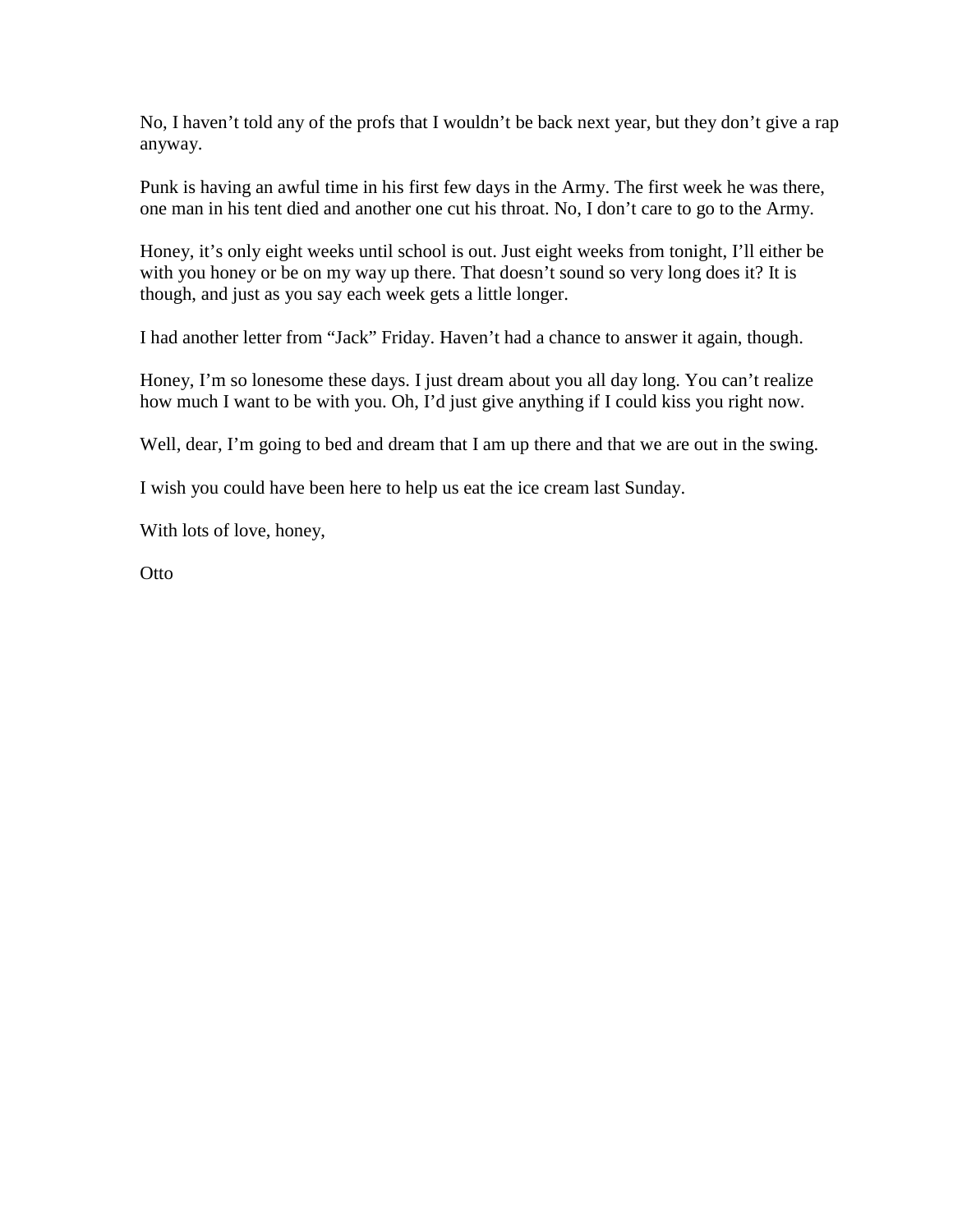No, I haven't told any of the profs that I wouldn't be back next year, but they don't give a rap anyway.

Punk is having an awful time in his first few days in the Army. The first week he was there, one man in his tent died and another one cut his throat. No, I don't care to go to the Army.

Honey, it's only eight weeks until school is out. Just eight weeks from tonight, I'll either be with you honey or be on my way up there. That doesn't sound so very long does it? It is though, and just as you say each week gets a little longer.

I had another letter from "Jack" Friday. Haven't had a chance to answer it again, though.

Honey, I'm so lonesome these days. I just dream about you all day long. You can't realize how much I want to be with you. Oh, I'd just give anything if I could kiss you right now.

Well, dear, I'm going to bed and dream that I am up there and that we are out in the swing.

I wish you could have been here to help us eat the ice cream last Sunday.

With lots of love, honey,

Otto